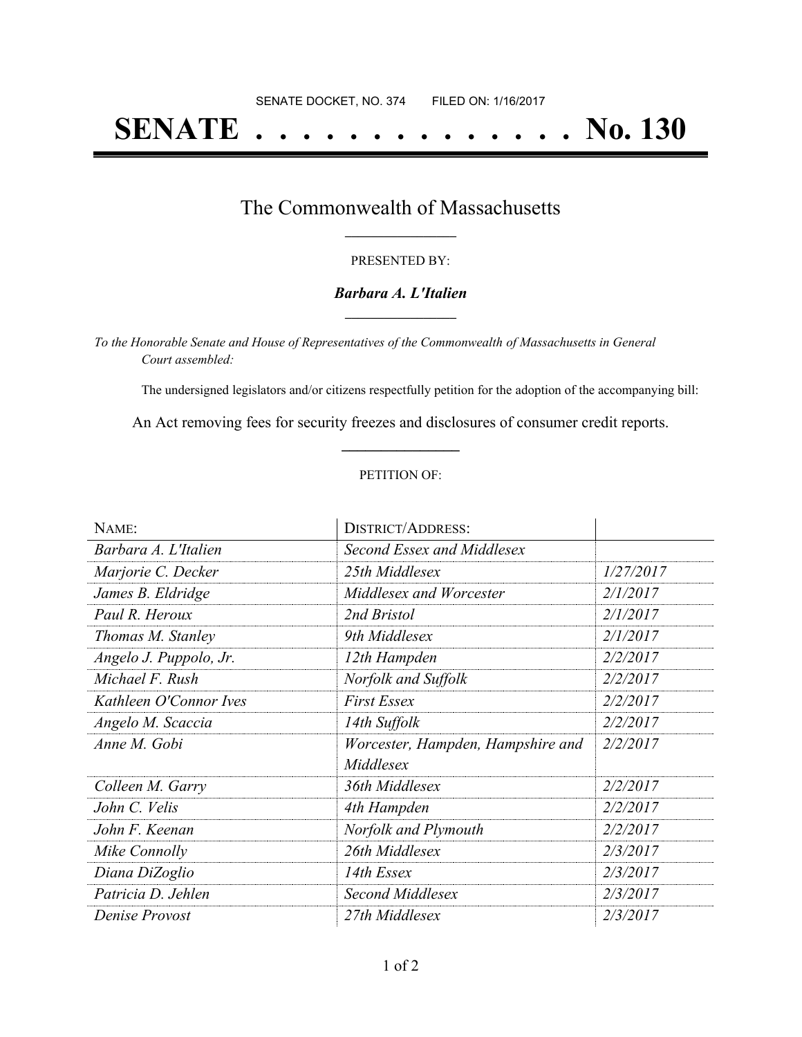SENATE DOCKET, NO. 374        FILED ON: 1/16/2017

# SENATE . . . . . . . . . . . . . . No. 130

## The Commonwealth of Massachusetts

PRESENTED BY:

***Barbara A. L'Italien***

*To the Honorable Senate and House of Representatives of the Commonwealth of Massachusetts in General Court assembled:*

The undersigned legislators and/or citizens respectfully petition for the adoption of the accompanying bill:

An Act removing fees for security freezes and disclosures of consumer credit reports.

PETITION OF:

| NAME: | DISTRICT/ADDRESS: | |
|---|---|---|
| *Barbara A. L'Italien* | *Second Essex and Middlesex* | |
| *Marjorie C. Decker* | *25th Middlesex* | *1/27/2017* |
| *James B. Eldridge* | *Middlesex and Worcester* | *2/1/2017* |
| *Paul R. Heroux* | *2nd Bristol* | *2/1/2017* |
| *Thomas M. Stanley* | *9th Middlesex* | *2/1/2017* |
| *Angelo J. Puppolo, Jr.* | *12th Hampden* | *2/2/2017* |
| *Michael F. Rush* | *Norfolk and Suffolk* | *2/2/2017* |
| *Kathleen O'Connor Ives* | *First Essex* | *2/2/2017* |
| *Angelo M. Scaccia* | *14th Suffolk* | *2/2/2017* |
| *Anne M. Gobi* | *Worcester, Hampden, Hampshire and Middlesex* | *2/2/2017* |
| *Colleen M. Garry* | *36th Middlesex* | *2/2/2017* |
| *John C. Velis* | *4th Hampden* | *2/2/2017* |
| *John F. Keenan* | *Norfolk and Plymouth* | *2/2/2017* |
| *Mike Connolly* | *26th Middlesex* | *2/3/2017* |
| *Diana DiZoglio* | *14th Essex* | *2/3/2017* |
| *Patricia D. Jehlen* | *Second Middlesex* | *2/3/2017* |
| *Denise Provost* | *27th Middlesex* | *2/3/2017* |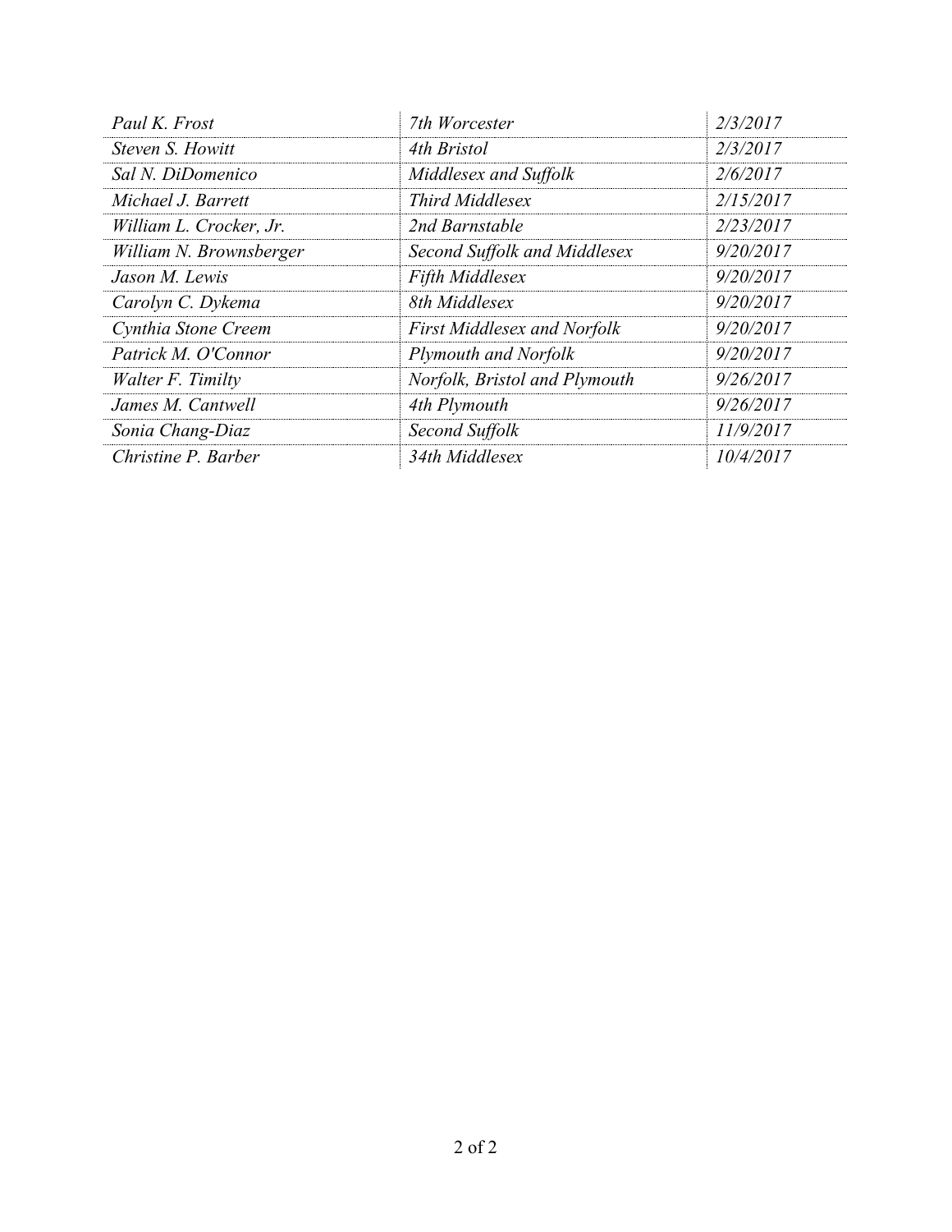| | | |
|---|---|---|
| *Paul K. Frost* | *7th Worcester* | *2/3/2017* |
| *Steven S. Howitt* | *4th Bristol* | *2/3/2017* |
| *Sal N. DiDomenico* | *Middlesex and Suffolk* | *2/6/2017* |
| *Michael J. Barrett* | *Third Middlesex* | *2/15/2017* |
| *William L. Crocker, Jr.* | *2nd Barnstable* | *2/23/2017* |
| *William N. Brownsberger* | *Second Suffolk and Middlesex* | *9/20/2017* |
| *Jason M. Lewis* | *Fifth Middlesex* | *9/20/2017* |
| *Carolyn C. Dykema* | *8th Middlesex* | *9/20/2017* |
| *Cynthia Stone Creem* | *First Middlesex and Norfolk* | *9/20/2017* |
| *Patrick M. O'Connor* | *Plymouth and Norfolk* | *9/20/2017* |
| *Walter F. Timilty* | *Norfolk, Bristol and Plymouth* | *9/26/2017* |
| *James M. Cantwell* | *4th Plymouth* | *9/26/2017* |
| *Sonia Chang-Diaz* | *Second Suffolk* | *11/9/2017* |
| *Christine P. Barber* | *34th Middlesex* | *10/4/2017* |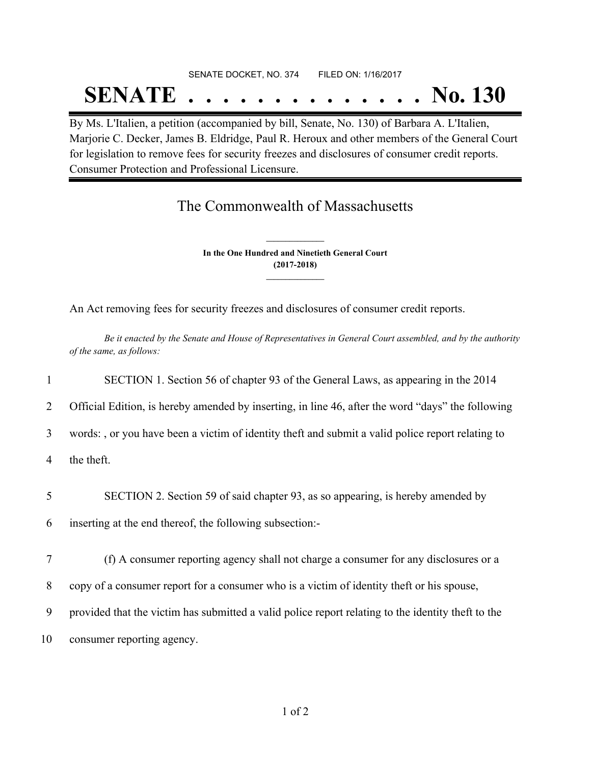SENATE DOCKET, NO. 374        FILED ON: 1/16/2017

# SENATE . . . . . . . . . . . . . . No. 130

By Ms. L'Italien, a petition (accompanied by bill, Senate, No. 130) of Barbara A. L'Italien, Marjorie C. Decker, James B. Eldridge, Paul R. Heroux and other members of the General Court for legislation to remove fees for security freezes and disclosures of consumer credit reports. Consumer Protection and Professional Licensure.

## The Commonwealth of Massachusetts

**In the One Hundred and Ninetieth General Court**
**(2017-2018)**

An Act removing fees for security freezes and disclosures of consumer credit reports.

*Be it enacted by the Senate and House of Representatives in General Court assembled, and by the authority of the same, as follows:*

1 SECTION 1. Section 56 of chapter 93 of the General Laws, as appearing in the 2014
2 Official Edition, is hereby amended by inserting, in line 46, after the word "days" the following
3 words: , or you have been a victim of identity theft and submit a valid police report relating to
4 the theft.

5 SECTION 2. Section 59 of said chapter 93, as so appearing, is hereby amended by
6 inserting at the end thereof, the following subsection:-

7 (f) A consumer reporting agency shall not charge a consumer for any disclosures or a
8 copy of a consumer report for a consumer who is a victim of identity theft or his spouse,
9 provided that the victim has submitted a valid police report relating to the identity theft to the
10 consumer reporting agency.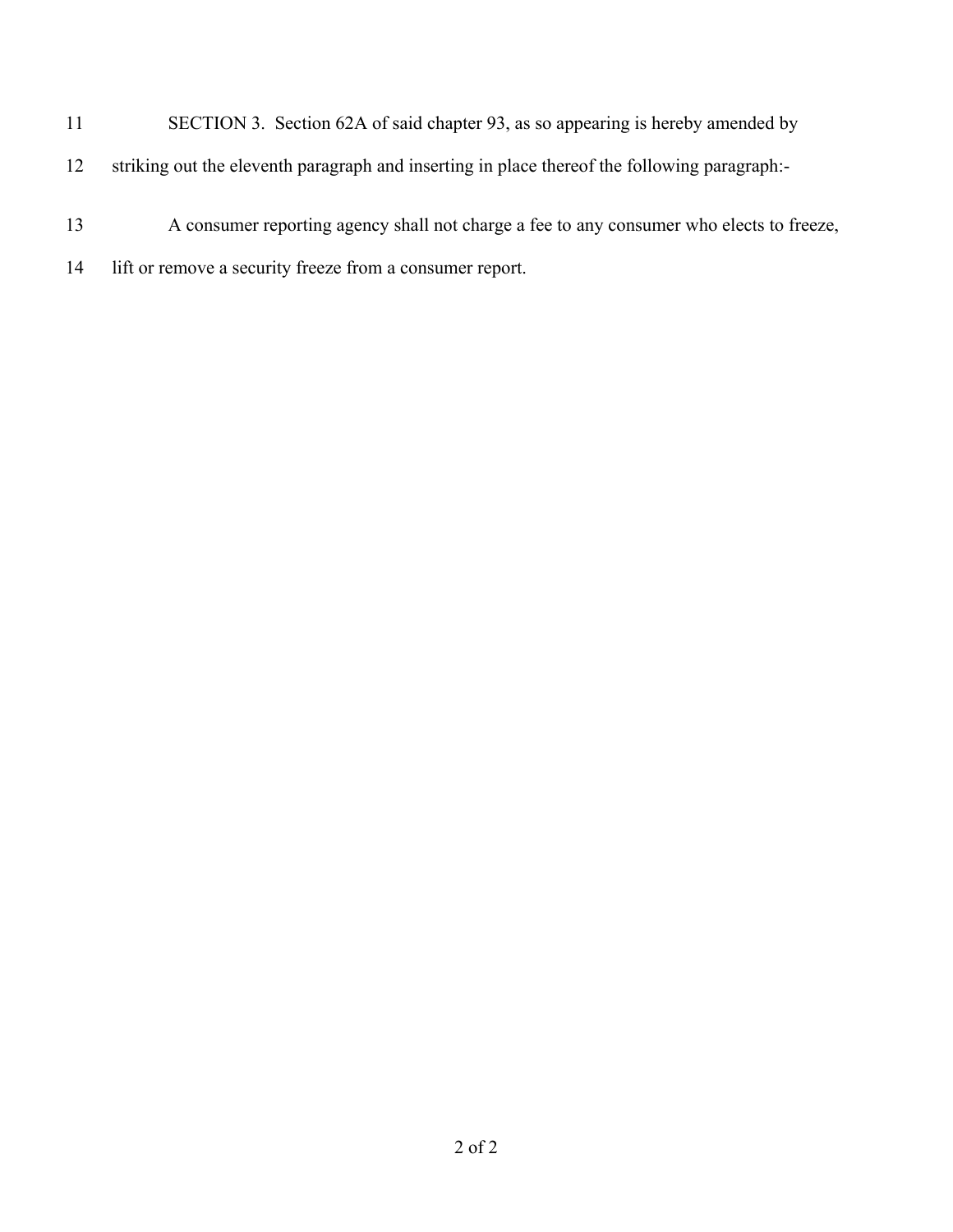SECTION 3. Section 62A of said chapter 93, as so appearing is hereby amended by striking out the eleventh paragraph and inserting in place thereof the following paragraph:-

A consumer reporting agency shall not charge a fee to any consumer who elects to freeze, lift or remove a security freeze from a consumer report.